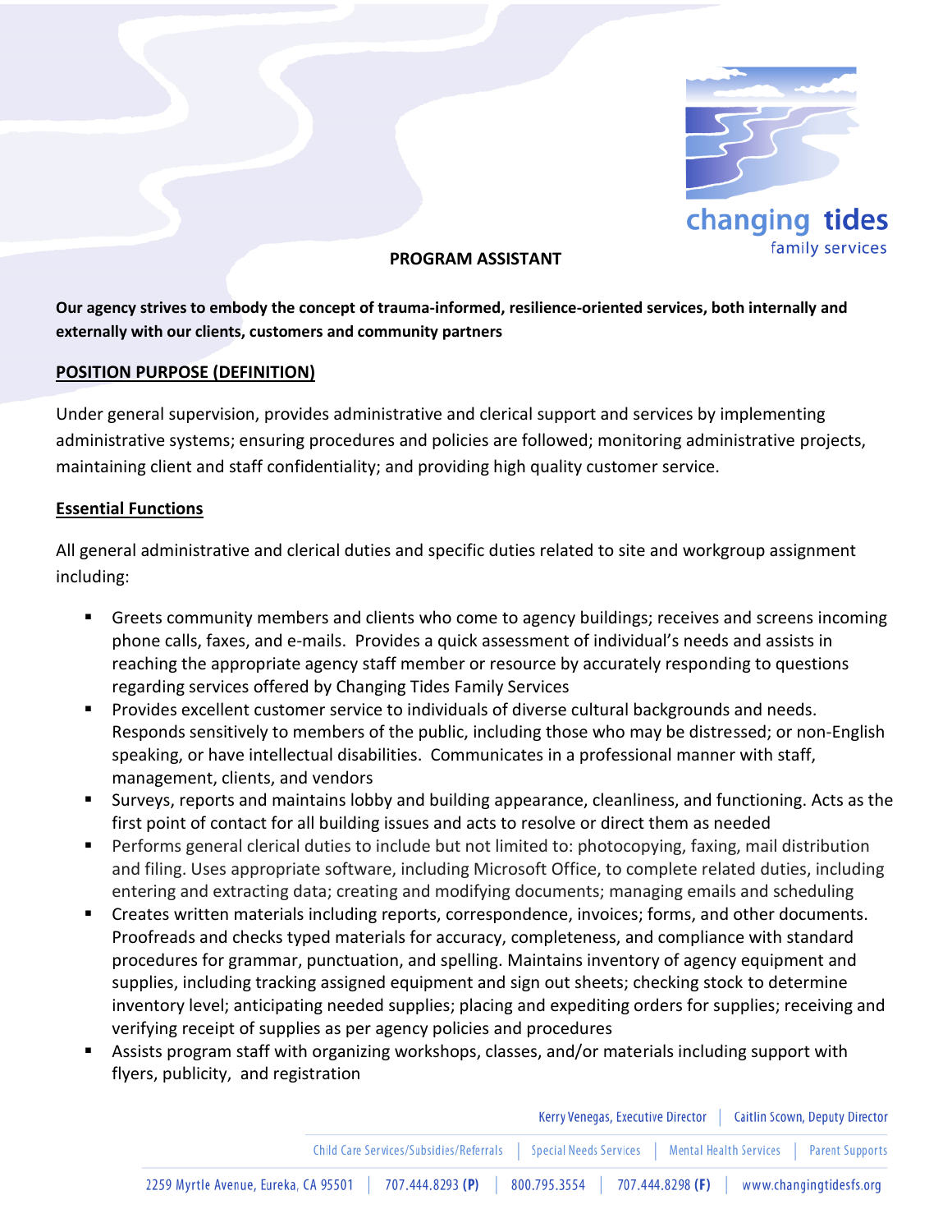changing tides
family services

# PROGRAM ASSISTANT

**Our agency strives to embody the concept of trauma-informed, resilience-oriented services, both internally and externally with our clients, customers and community partners**

## POSITION PURPOSE (DEFINITION)

Under general supervision, provides administrative and clerical support and services by implementing administrative systems; ensuring procedures and policies are followed; monitoring administrative projects, maintaining client and staff confidentiality; and providing high quality customer service.

## Essential Functions

All general administrative and clerical duties and specific duties related to site and workgroup assignment including:

- Greets community members and clients who come to agency buildings; receives and screens incoming phone calls, faxes, and e-mails. Provides a quick assessment of individual's needs and assists in reaching the appropriate agency staff member or resource by accurately responding to questions regarding services offered by Changing Tides Family Services
- Provides excellent customer service to individuals of diverse cultural backgrounds and needs. Responds sensitively to members of the public, including those who may be distressed; or non-English speaking, or have intellectual disabilities. Communicates in a professional manner with staff, management, clients, and vendors
- Surveys, reports and maintains lobby and building appearance, cleanliness, and functioning. Acts as the first point of contact for all building issues and acts to resolve or direct them as needed
- Performs general clerical duties to include but not limited to: photocopying, faxing, mail distribution and filing. Uses appropriate software, including Microsoft Office, to complete related duties, including entering and extracting data; creating and modifying documents; managing emails and scheduling
- Creates written materials including reports, correspondence, invoices; forms, and other documents. Proofreads and checks typed materials for accuracy, completeness, and compliance with standard procedures for grammar, punctuation, and spelling. Maintains inventory of agency equipment and supplies, including tracking assigned equipment and sign out sheets; checking stock to determine inventory level; anticipating needed supplies; placing and expediting orders for supplies; receiving and verifying receipt of supplies as per agency policies and procedures
- Assists program staff with organizing workshops, classes, and/or materials including support with flyers, publicity, and registration

Kerry Venegas, Executive Director | Caitlin Scown, Deputy Director

Child Care Services/Subsidies/Referrals | Special Needs Services | Mental Health Services | Parent Supports

2259 Myrtle Avenue, Eureka, CA 95501 | 707.444.8293 **(P)** | 800.795.3554 | 707.444.8298 **(F)** | www.changingtidesfs.org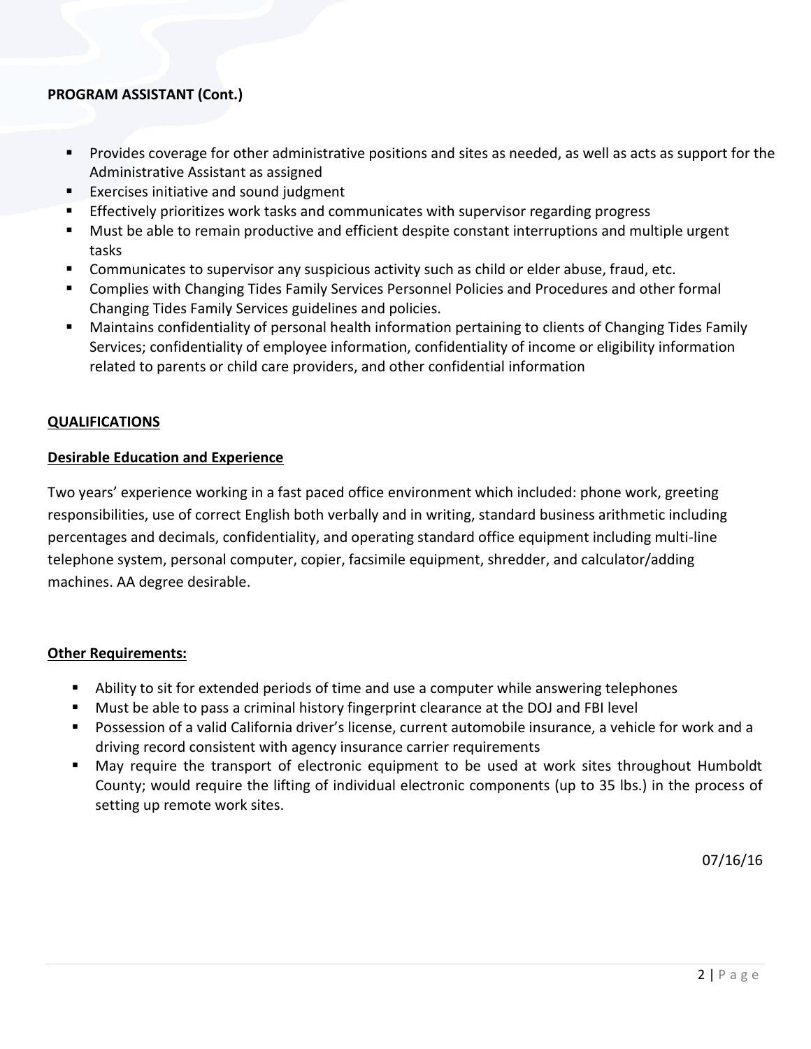**PROGRAM ASSISTANT (Cont.)**

- Provides coverage for other administrative positions and sites as needed, as well as acts as support for the Administrative Assistant as assigned
- Exercises initiative and sound judgment
- Effectively prioritizes work tasks and communicates with supervisor regarding progress
- Must be able to remain productive and efficient despite constant interruptions and multiple urgent tasks
- Communicates to supervisor any suspicious activity such as child or elder abuse, fraud, etc.
- Complies with Changing Tides Family Services Personnel Policies and Procedures and other formal Changing Tides Family Services guidelines and policies.
- Maintains confidentiality of personal health information pertaining to clients of Changing Tides Family Services; confidentiality of employee information, confidentiality of income or eligibility information related to parents or child care providers, and other confidential information

## QUALIFICATIONS

### Desirable Education and Experience

Two years' experience working in a fast paced office environment which included: phone work, greeting responsibilities, use of correct English both verbally and in writing, standard business arithmetic including percentages and decimals, confidentiality, and operating standard office equipment including multi-line telephone system, personal computer, copier, facsimile equipment, shredder, and calculator/adding machines. AA degree desirable.

### Other Requirements:

- Ability to sit for extended periods of time and use a computer while answering telephones
- Must be able to pass a criminal history fingerprint clearance at the DOJ and FBI level
- Possession of a valid California driver's license, current automobile insurance, a vehicle for work and a driving record consistent with agency insurance carrier requirements
- May require the transport of electronic equipment to be used at work sites throughout Humboldt County; would require the lifting of individual electronic components (up to 35 lbs.) in the process of setting up remote work sites.

07/16/16